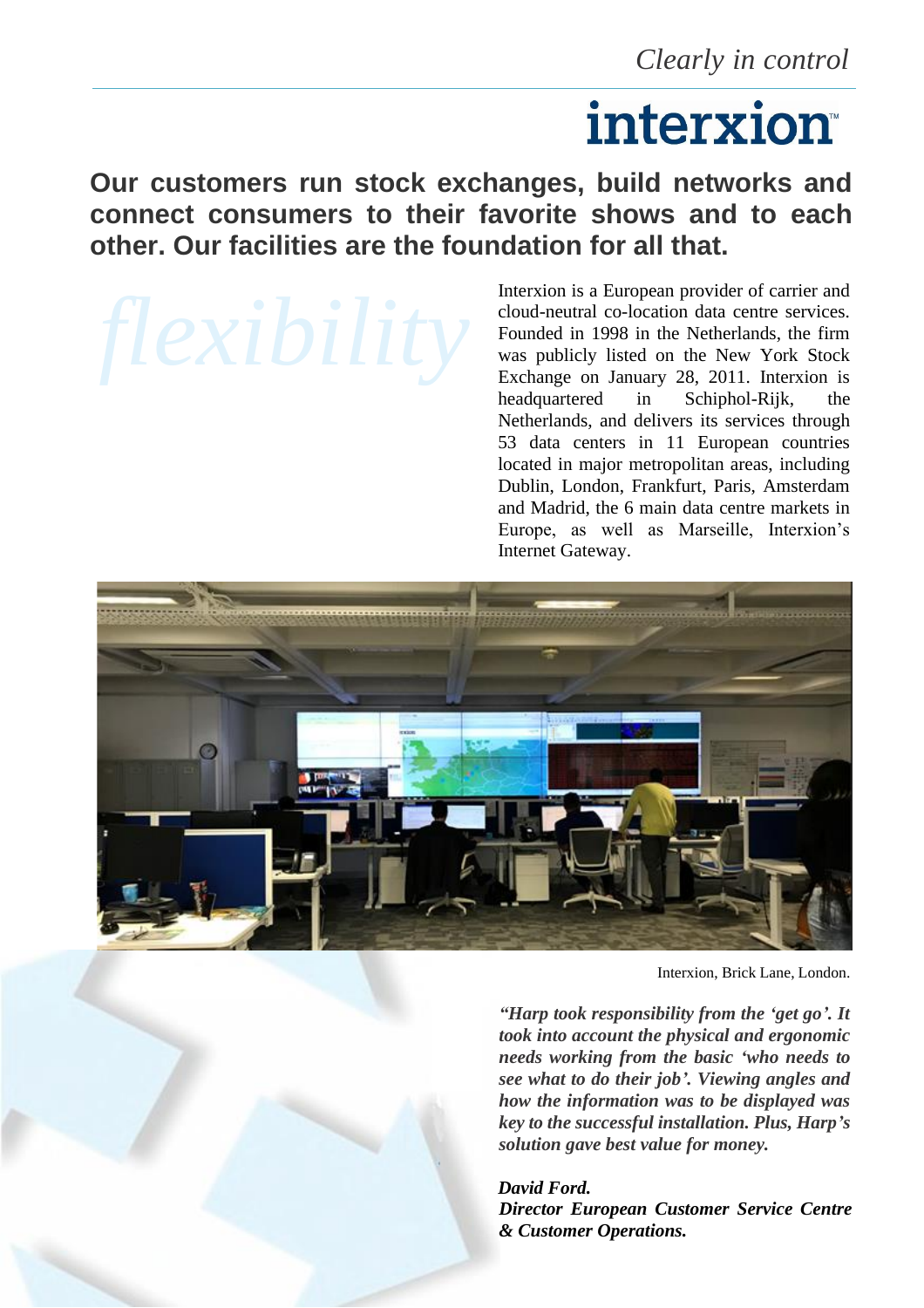*Clearly in control*

**interxion**

**Our customers run stock exchanges, build networks and connect consumers to their favorite shows and to each other. Our facilities are the foundation for all that.**

*flexibility*

Interxion is a European provider of carrier and cloud-neutral co-location data centre services. Founded in 1998 in the Netherlands, the firm was publicly listed on the New York Stock Exchange on January 28, 2011. Interxion is headquartered in Schiphol-Rijk, the Netherlands, and delivers its services through 53 data centers in 11 European countries located in major metropolitan areas, including Dublin, London, Frankfurt, Paris, Amsterdam and Madrid, the 6 main data centre markets in Europe, as well as Marseille, Interxion's Internet Gateway.

Interxion, Brick Lane, London.

***"Harp took responsibility from the 'get go'. It took into account the physical and ergonomic needs working from the basic 'who needs to see what to do their job'. Viewing angles and how the information was to be displayed was key to the successful installation. Plus, Harp's solution gave best value for money.***

***David Ford.***
***Director European Customer Service Centre & Customer Operations.***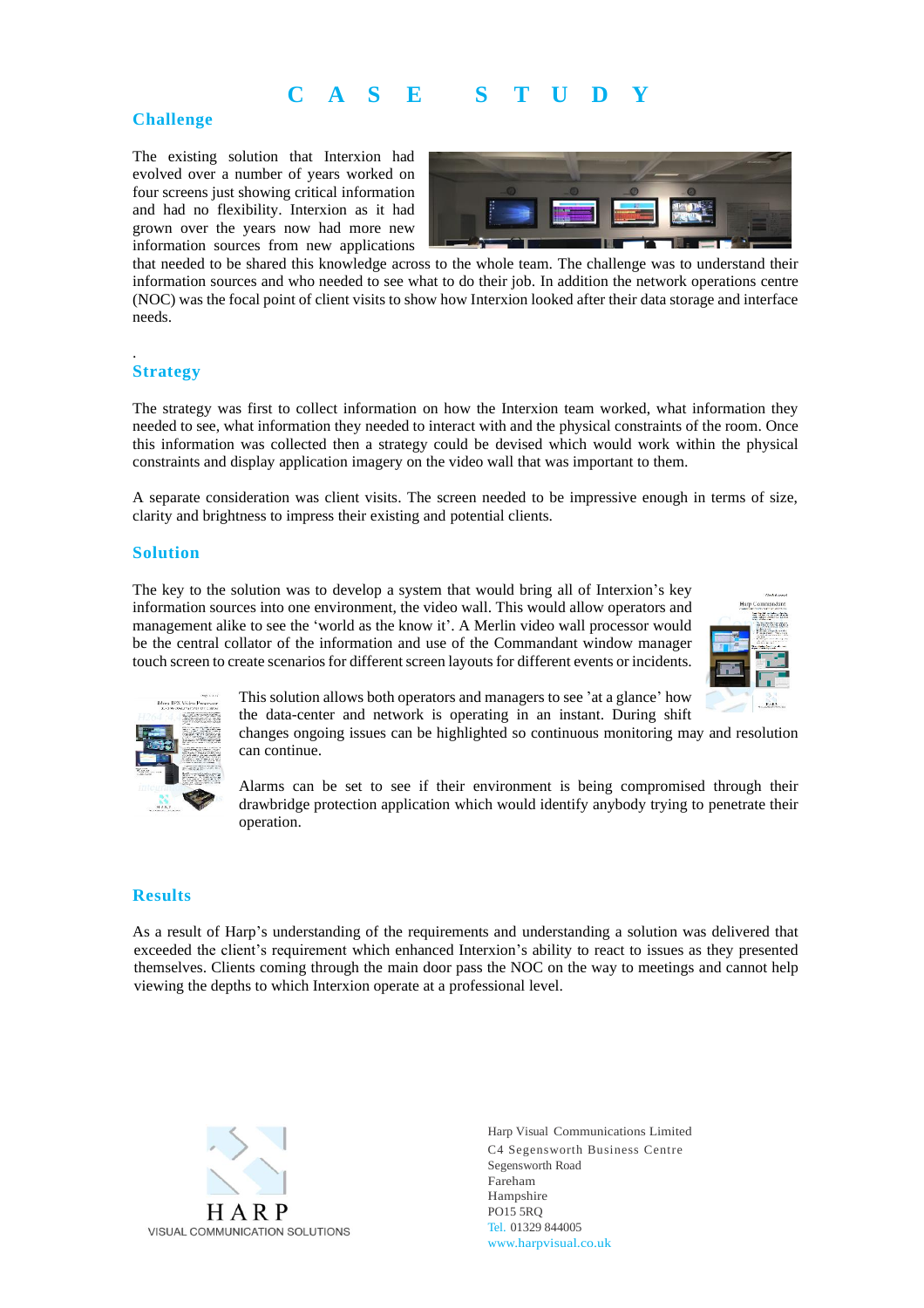# C A S E   S T U D Y

## Challenge

The existing solution that Interxion had evolved over a number of years worked on four screens just showing critical information and had no flexibility. Interxion as it had grown over the years now had more new information sources from new applications that needed to be shared this knowledge across to the whole team. The challenge was to understand their information sources and who needed to see what to do their job. In addition the network operations centre (NOC) was the focal point of client visits to show how Interxion looked after their data storage and interface needs.

.

## Strategy

The strategy was first to collect information on how the Interxion team worked, what information they needed to see, what information they needed to interact with and the physical constraints of the room. Once this information was collected then a strategy could be devised which would work within the physical constraints and display application imagery on the video wall that was important to them.

A separate consideration was client visits. The screen needed to be impressive enough in terms of size, clarity and brightness to impress their existing and potential clients.

## Solution

The key to the solution was to develop a system that would bring all of Interxion's key information sources into one environment, the video wall. This would allow operators and management alike to see the 'world as the know it'. A Merlin video wall processor would be the central collator of the information and use of the Commandant window manager touch screen to create scenarios for different screen layouts for different events or incidents.

This solution allows both operators and managers to see 'at a glance' how the data-center and network is operating in an instant. During shift changes ongoing issues can be highlighted so continuous monitoring may and resolution can continue.

Alarms can be set to see if their environment is being compromised through their drawbridge protection application which would identify anybody trying to penetrate their operation.

## Results

As a result of Harp's understanding of the requirements and understanding a solution was delivered that exceeded the client's requirement which enhanced Interxion's ability to react to issues as they presented themselves. Clients coming through the main door pass the NOC on the way to meetings and cannot help viewing the depths to which Interxion operate at a professional level.

HARP
VISUAL COMMUNICATION SOLUTIONS

Harp Visual Communications Limited
C4 Segensworth Business Centre
Segensworth Road
Fareham
Hampshire
PO15 5RQ
Tel. 01329 844005
www.harpvisual.co.uk